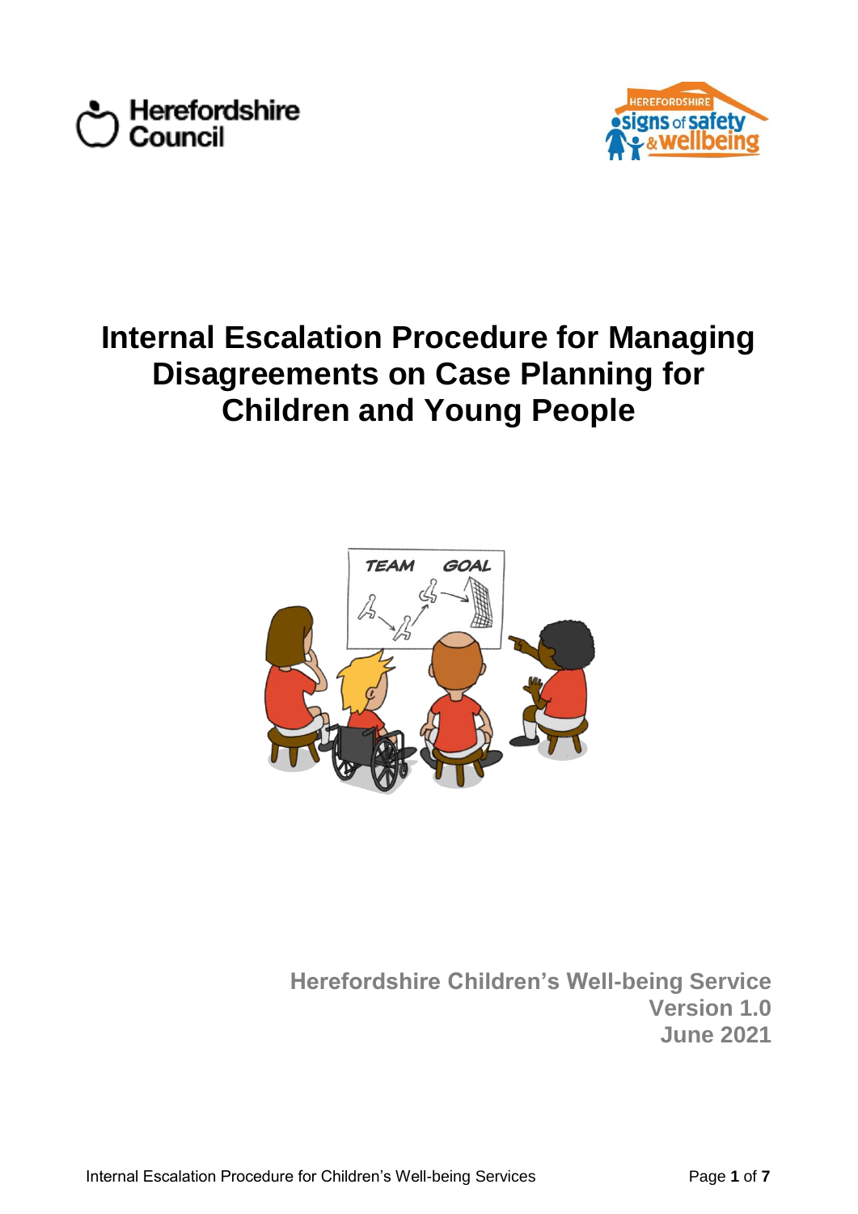Herefordshire Council

HEREFORDSHIRE signs of safety & wellbeing

# Internal Escalation Procedure for Managing Disagreements on Case Planning for Children and Young People

**Herefordshire Children's Well-being Service**
**Version 1.0**
**June 2021**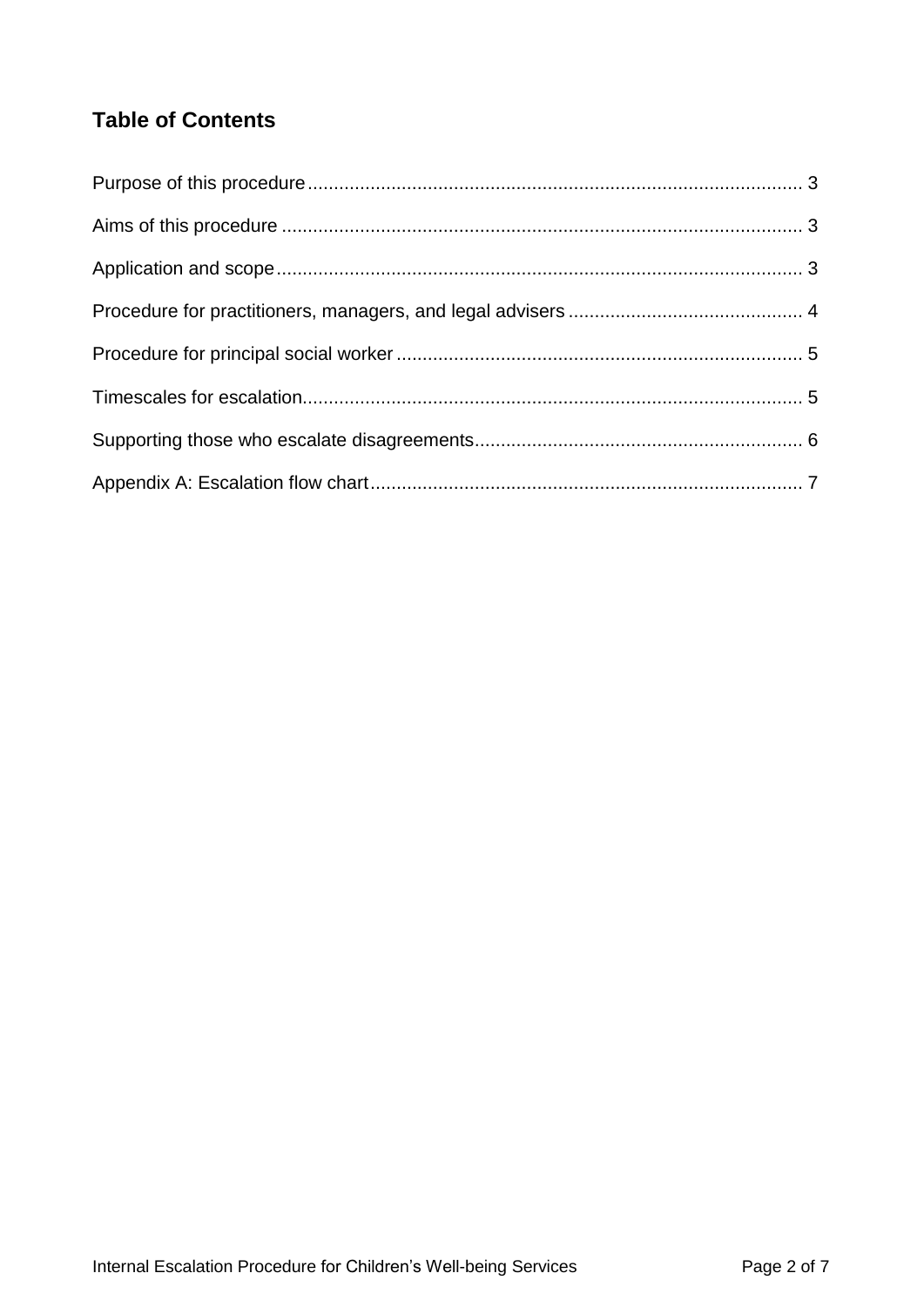## Table of Contents

Purpose of this procedure .............................................................................................. 3

Aims of this procedure .................................................................................................. 3

Application and scope ................................................................................................... 3

Procedure for practitioners, managers, and legal advisers ............................................ 4

Procedure for principal social worker ............................................................................ 5

Timescales for escalation............................................................................................... 5

Supporting those who escalate disagreements.............................................................. 6

Appendix A: Escalation flow chart.................................................................................. 7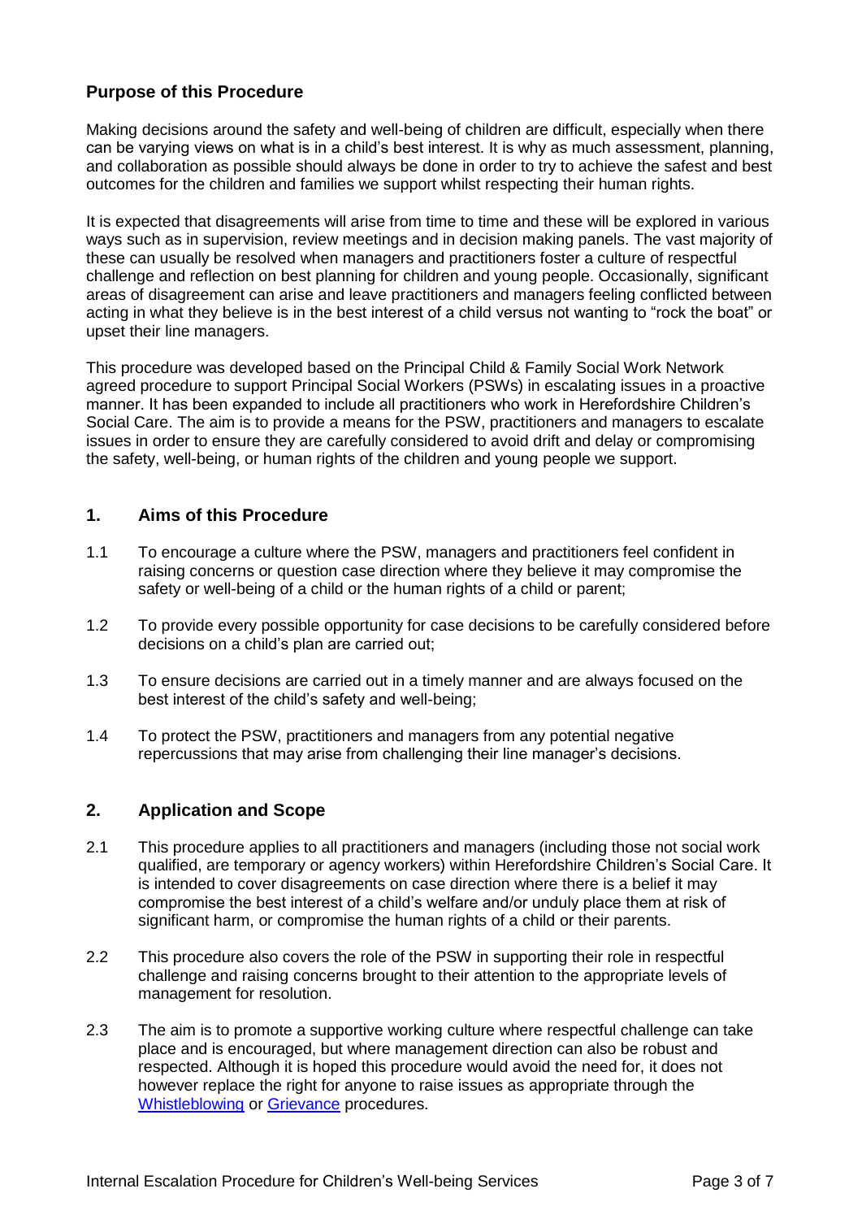## Purpose of this Procedure

Making decisions around the safety and well-being of children are difficult, especially when there can be varying views on what is in a child's best interest. It is why as much assessment, planning, and collaboration as possible should always be done in order to try to achieve the safest and best outcomes for the children and families we support whilst respecting their human rights.

It is expected that disagreements will arise from time to time and these will be explored in various ways such as in supervision, review meetings and in decision making panels. The vast majority of these can usually be resolved when managers and practitioners foster a culture of respectful challenge and reflection on best planning for children and young people. Occasionally, significant areas of disagreement can arise and leave practitioners and managers feeling conflicted between acting in what they believe is in the best interest of a child versus not wanting to "rock the boat" or upset their line managers.

This procedure was developed based on the Principal Child & Family Social Work Network agreed procedure to support Principal Social Workers (PSWs) in escalating issues in a proactive manner. It has been expanded to include all practitioners who work in Herefordshire Children's Social Care. The aim is to provide a means for the PSW, practitioners and managers to escalate issues in order to ensure they are carefully considered to avoid drift and delay or compromising the safety, well-being, or human rights of the children and young people we support.

## 1. Aims of this Procedure

1.1 To encourage a culture where the PSW, managers and practitioners feel confident in raising concerns or question case direction where they believe it may compromise the safety or well-being of a child or the human rights of a child or parent;

1.2 To provide every possible opportunity for case decisions to be carefully considered before decisions on a child's plan are carried out;

1.3 To ensure decisions are carried out in a timely manner and are always focused on the best interest of the child's safety and well-being;

1.4 To protect the PSW, practitioners and managers from any potential negative repercussions that may arise from challenging their line manager's decisions.

## 2. Application and Scope

2.1 This procedure applies to all practitioners and managers (including those not social work qualified, are temporary or agency workers) within Herefordshire Children's Social Care. It is intended to cover disagreements on case direction where there is a belief it may compromise the best interest of a child's welfare and/or unduly place them at risk of significant harm, or compromise the human rights of a child or their parents.

2.2 This procedure also covers the role of the PSW in supporting their role in respectful challenge and raising concerns brought to their attention to the appropriate levels of management for resolution.

2.3 The aim is to promote a supportive working culture where respectful challenge can take place and is encouraged, but where management direction can also be robust and respected. Although it is hoped this procedure would avoid the need for, it does not however replace the right for anyone to raise issues as appropriate through the Whistleblowing or Grievance procedures.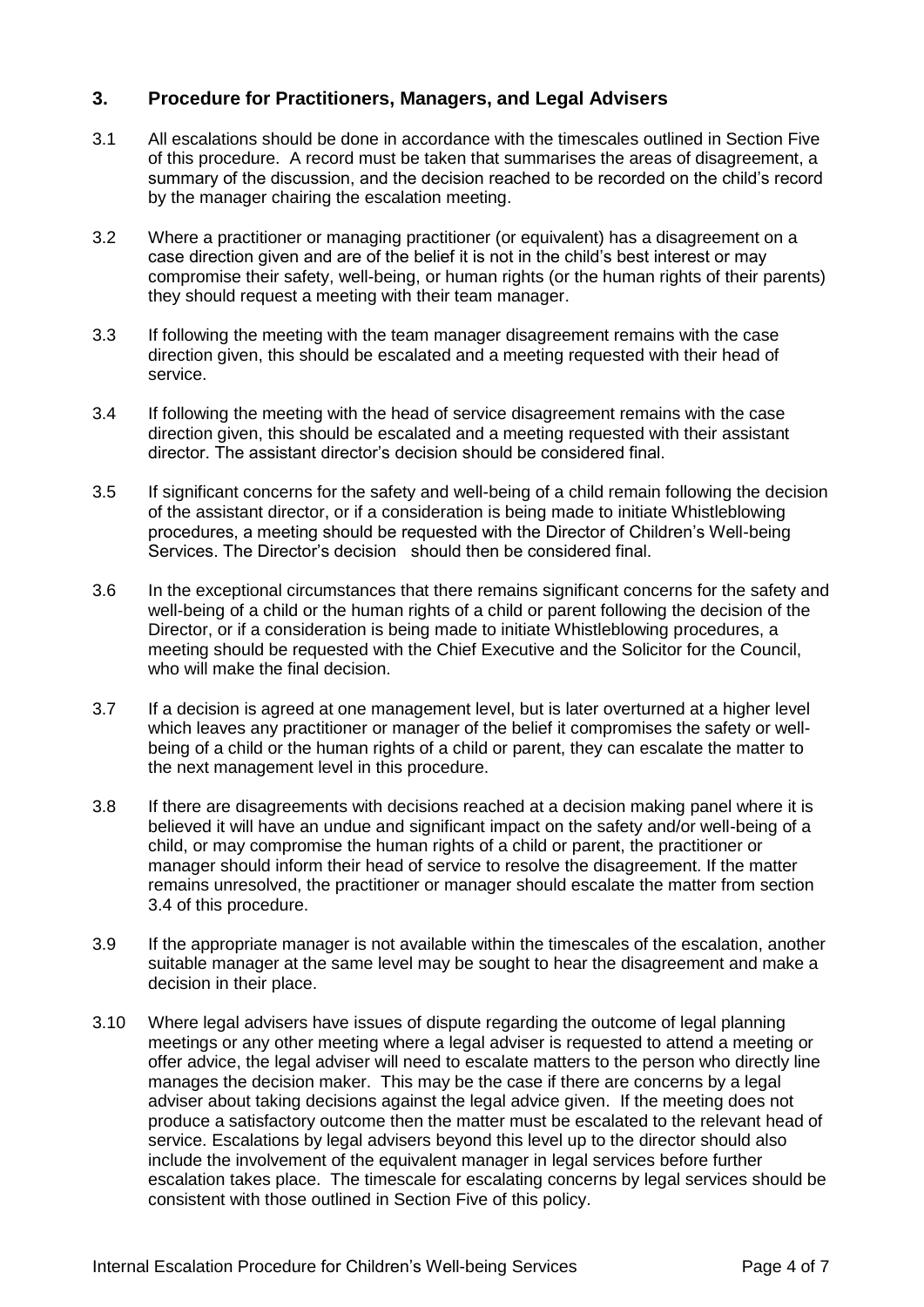## 3. Procedure for Practitioners, Managers, and Legal Advisers

3.1 All escalations should be done in accordance with the timescales outlined in Section Five of this procedure. A record must be taken that summarises the areas of disagreement, a summary of the discussion, and the decision reached to be recorded on the child's record by the manager chairing the escalation meeting.

3.2 Where a practitioner or managing practitioner (or equivalent) has a disagreement on a case direction given and are of the belief it is not in the child's best interest or may compromise their safety, well-being, or human rights (or the human rights of their parents) they should request a meeting with their team manager.

3.3 If following the meeting with the team manager disagreement remains with the case direction given, this should be escalated and a meeting requested with their head of service.

3.4 If following the meeting with the head of service disagreement remains with the case direction given, this should be escalated and a meeting requested with their assistant director. The assistant director's decision should be considered final.

3.5 If significant concerns for the safety and well-being of a child remain following the decision of the assistant director, or if a consideration is being made to initiate Whistleblowing procedures, a meeting should be requested with the Director of Children's Well-being Services. The Director's decision should then be considered final.

3.6 In the exceptional circumstances that there remains significant concerns for the safety and well-being of a child or the human rights of a child or parent following the decision of the Director, or if a consideration is being made to initiate Whistleblowing procedures, a meeting should be requested with the Chief Executive and the Solicitor for the Council, who will make the final decision.

3.7 If a decision is agreed at one management level, but is later overturned at a higher level which leaves any practitioner or manager of the belief it compromises the safety or well-being of a child or the human rights of a child or parent, they can escalate the matter to the next management level in this procedure.

3.8 If there are disagreements with decisions reached at a decision making panel where it is believed it will have an undue and significant impact on the safety and/or well-being of a child, or may compromise the human rights of a child or parent, the practitioner or manager should inform their head of service to resolve the disagreement. If the matter remains unresolved, the practitioner or manager should escalate the matter from section 3.4 of this procedure.

3.9 If the appropriate manager is not available within the timescales of the escalation, another suitable manager at the same level may be sought to hear the disagreement and make a decision in their place.

3.10 Where legal advisers have issues of dispute regarding the outcome of legal planning meetings or any other meeting where a legal adviser is requested to attend a meeting or offer advice, the legal adviser will need to escalate matters to the person who directly line manages the decision maker. This may be the case if there are concerns by a legal adviser about taking decisions against the legal advice given. If the meeting does not produce a satisfactory outcome then the matter must be escalated to the relevant head of service. Escalations by legal advisers beyond this level up to the director should also include the involvement of the equivalent manager in legal services before further escalation takes place. The timescale for escalating concerns by legal services should be consistent with those outlined in Section Five of this policy.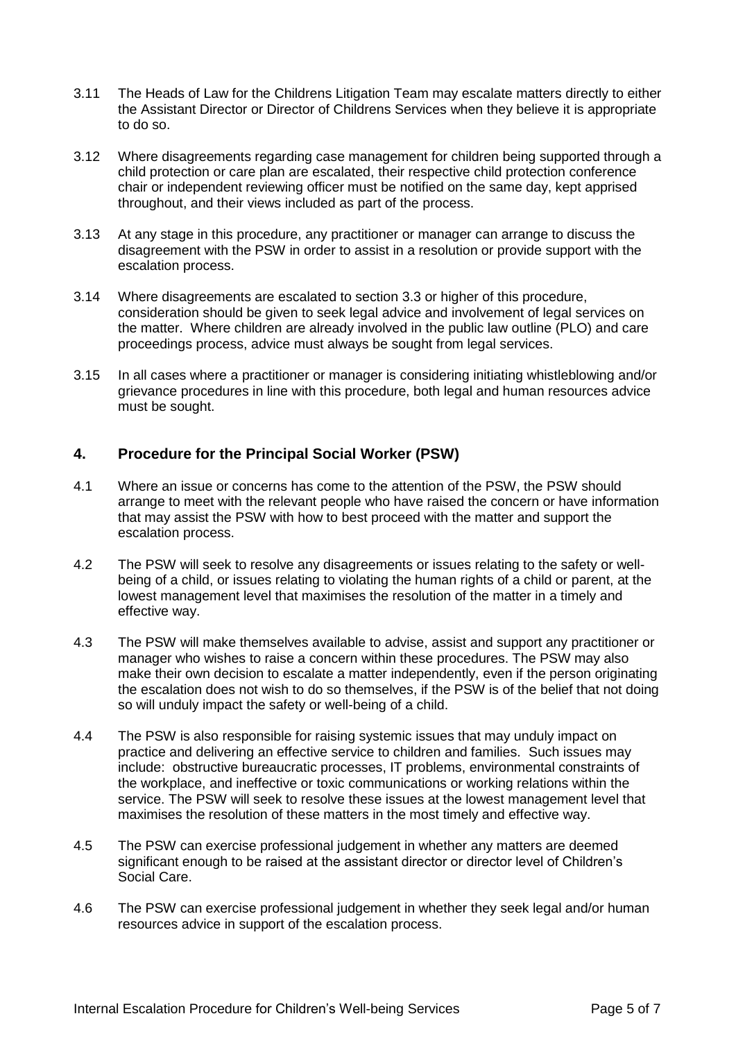3.11 The Heads of Law for the Childrens Litigation Team may escalate matters directly to either the Assistant Director or Director of Childrens Services when they believe it is appropriate to do so.

3.12 Where disagreements regarding case management for children being supported through a child protection or care plan are escalated, their respective child protection conference chair or independent reviewing officer must be notified on the same day, kept apprised throughout, and their views included as part of the process.

3.13 At any stage in this procedure, any practitioner or manager can arrange to discuss the disagreement with the PSW in order to assist in a resolution or provide support with the escalation process.

3.14 Where disagreements are escalated to section 3.3 or higher of this procedure, consideration should be given to seek legal advice and involvement of legal services on the matter. Where children are already involved in the public law outline (PLO) and care proceedings process, advice must always be sought from legal services.

3.15 In all cases where a practitioner or manager is considering initiating whistleblowing and/or grievance procedures in line with this procedure, both legal and human resources advice must be sought.

## 4. Procedure for the Principal Social Worker (PSW)

4.1 Where an issue or concerns has come to the attention of the PSW, the PSW should arrange to meet with the relevant people who have raised the concern or have information that may assist the PSW with how to best proceed with the matter and support the escalation process.

4.2 The PSW will seek to resolve any disagreements or issues relating to the safety or well-being of a child, or issues relating to violating the human rights of a child or parent, at the lowest management level that maximises the resolution of the matter in a timely and effective way.

4.3 The PSW will make themselves available to advise, assist and support any practitioner or manager who wishes to raise a concern within these procedures. The PSW may also make their own decision to escalate a matter independently, even if the person originating the escalation does not wish to do so themselves, if the PSW is of the belief that not doing so will unduly impact the safety or well-being of a child.

4.4 The PSW is also responsible for raising systemic issues that may unduly impact on practice and delivering an effective service to children and families. Such issues may include: obstructive bureaucratic processes, IT problems, environmental constraints of the workplace, and ineffective or toxic communications or working relations within the service. The PSW will seek to resolve these issues at the lowest management level that maximises the resolution of these matters in the most timely and effective way.

4.5 The PSW can exercise professional judgement in whether any matters are deemed significant enough to be raised at the assistant director or director level of Children's Social Care.

4.6 The PSW can exercise professional judgement in whether they seek legal and/or human resources advice in support of the escalation process.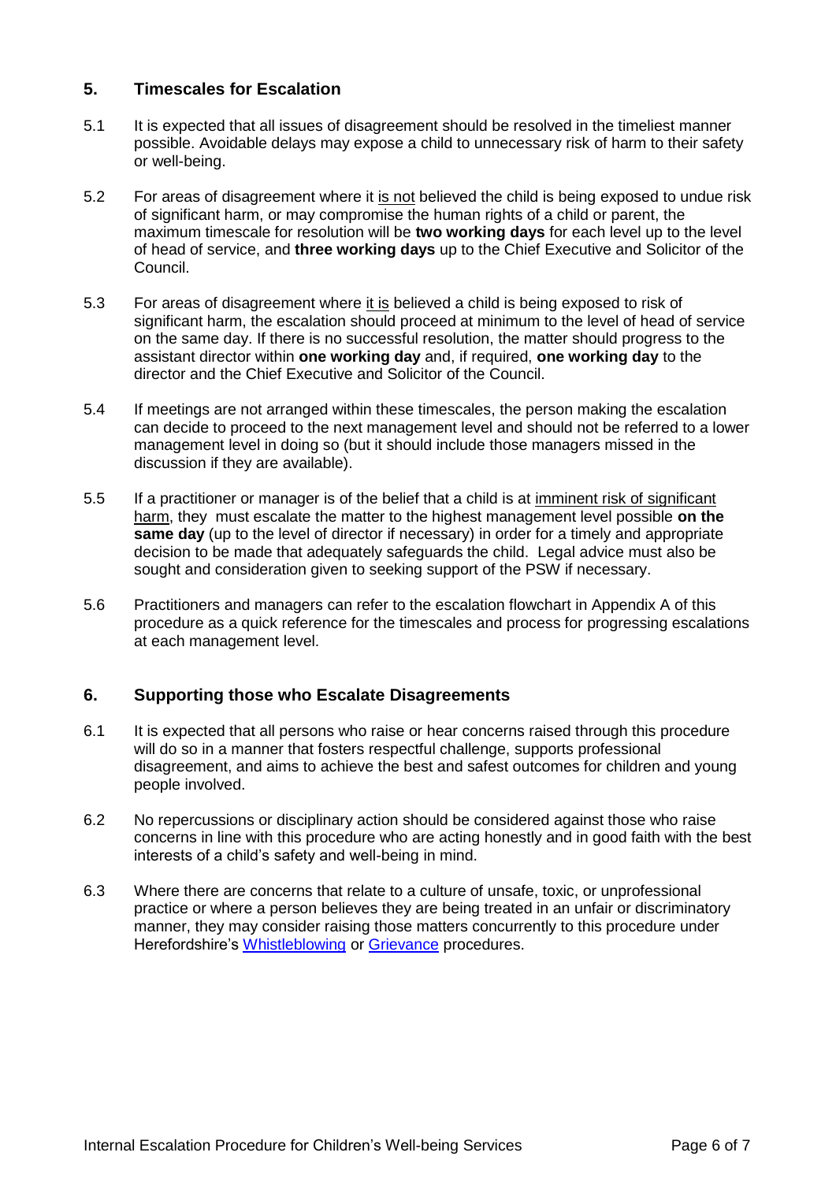## 5. Timescales for Escalation

5.1 It is expected that all issues of disagreement should be resolved in the timeliest manner possible. Avoidable delays may expose a child to unnecessary risk of harm to their safety or well-being.

5.2 For areas of disagreement where it is not believed the child is being exposed to undue risk of significant harm, or may compromise the human rights of a child or parent, the maximum timescale for resolution will be **two working days** for each level up to the level of head of service, and **three working days** up to the Chief Executive and Solicitor of the Council.

5.3 For areas of disagreement where it is believed a child is being exposed to risk of significant harm, the escalation should proceed at minimum to the level of head of service on the same day. If there is no successful resolution, the matter should progress to the assistant director within **one working day** and, if required, **one working day** to the director and the Chief Executive and Solicitor of the Council.

5.4 If meetings are not arranged within these timescales, the person making the escalation can decide to proceed to the next management level and should not be referred to a lower management level in doing so (but it should include those managers missed in the discussion if they are available).

5.5 If a practitioner or manager is of the belief that a child is at imminent risk of significant harm, they must escalate the matter to the highest management level possible **on the same day** (up to the level of director if necessary) in order for a timely and appropriate decision to be made that adequately safeguards the child. Legal advice must also be sought and consideration given to seeking support of the PSW if necessary.

5.6 Practitioners and managers can refer to the escalation flowchart in Appendix A of this procedure as a quick reference for the timescales and process for progressing escalations at each management level.

## 6. Supporting those who Escalate Disagreements

6.1 It is expected that all persons who raise or hear concerns raised through this procedure will do so in a manner that fosters respectful challenge, supports professional disagreement, and aims to achieve the best and safest outcomes for children and young people involved.

6.2 No repercussions or disciplinary action should be considered against those who raise concerns in line with this procedure who are acting honestly and in good faith with the best interests of a child's safety and well-being in mind.

6.3 Where there are concerns that relate to a culture of unsafe, toxic, or unprofessional practice or where a person believes they are being treated in an unfair or discriminatory manner, they may consider raising those matters concurrently to this procedure under Herefordshire's Whistleblowing or Grievance procedures.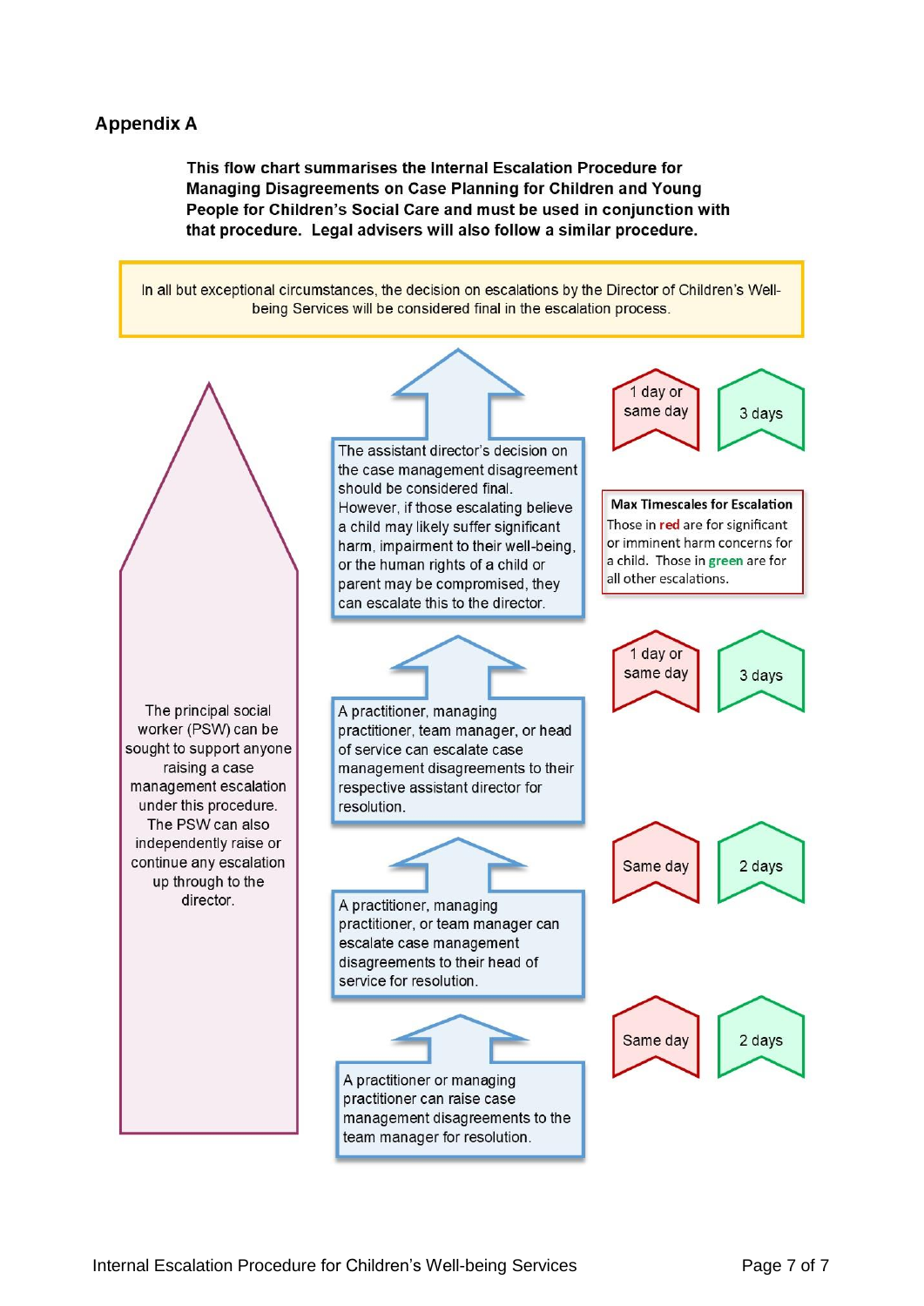## Appendix A

**This flow chart summarises the Internal Escalation Procedure for Managing Disagreements on Case Planning for Children and Young People for Children's Social Care and must be used in conjunction with that procedure. Legal advisers will also follow a similar procedure.**

In all but exceptional circumstances, the decision on escalations by the Director of Children's Well-being Services will be considered final in the escalation process.

The assistant director's decision on the case management disagreement should be considered final. However, if those escalating believe a child may likely suffer significant harm, impairment to their well-being, or the human rights of a child or parent may be compromised, they can escalate this to the director.

1 day or same day

3 days

**Max Timescales for Escalation**
Those in **red** are for significant or imminent harm concerns for a child. Those in **green** are for all other escalations.

A practitioner, managing practitioner, team manager, or head of service can escalate case management disagreements to their respective assistant director for resolution.

1 day or same day

3 days

A practitioner, managing practitioner, or team manager can escalate case management disagreements to their head of service for resolution.

Same day

2 days

A practitioner or managing practitioner can raise case management disagreements to the team manager for resolution.

Same day

2 days

The principal social worker (PSW) can be sought to support anyone raising a case management escalation under this procedure. The PSW can also independently raise or continue any escalation up through to the director.